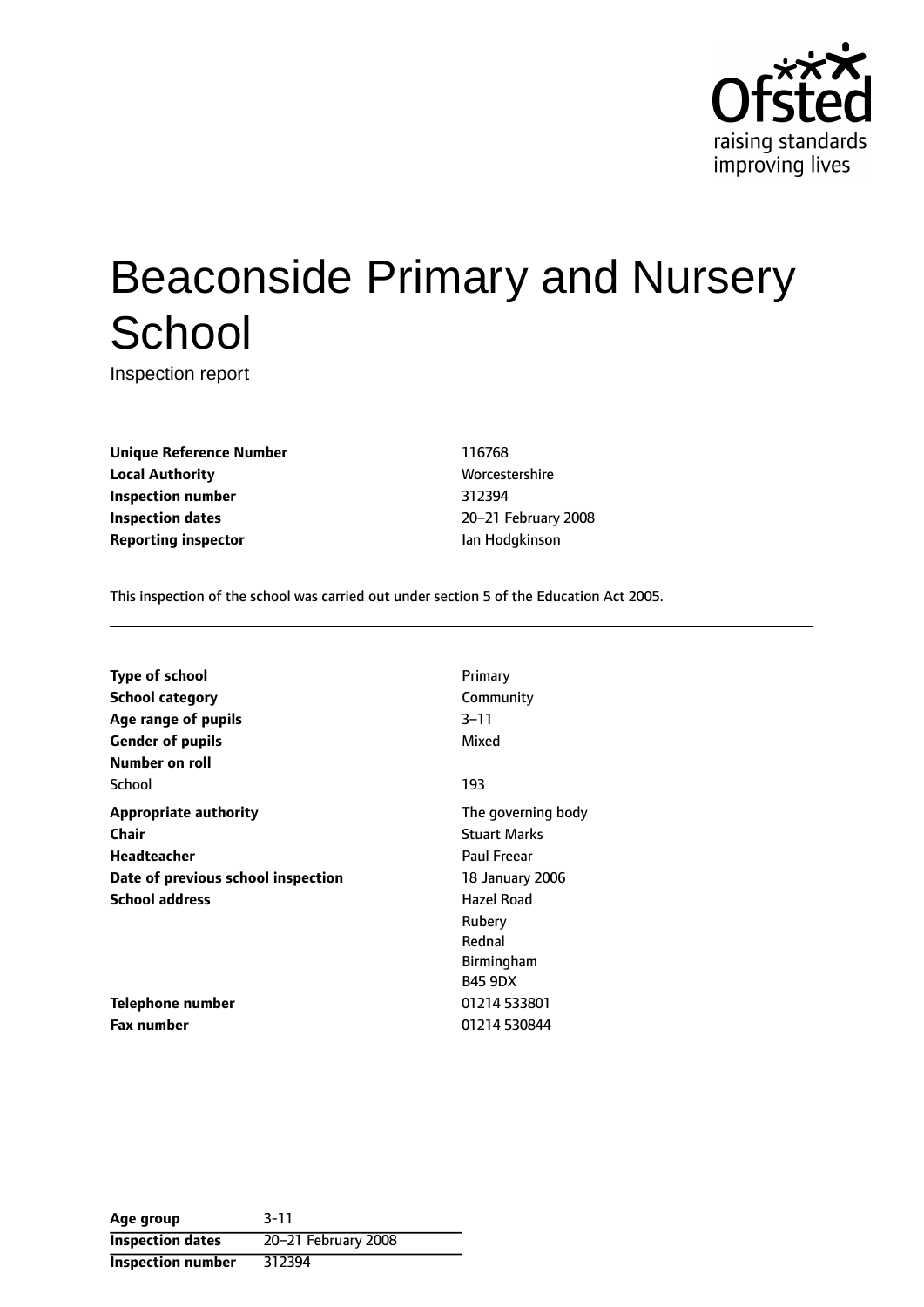Ofsted
raising standards
improving lives

# Beaconside Primary and Nursery School

Inspection report

| | |
|---|---|
| **Unique Reference Number** | 116768 |
| **Local Authority** | Worcestershire |
| **Inspection number** | 312394 |
| **Inspection dates** | 20–21 February 2008 |
| **Reporting inspector** | Ian Hodgkinson |

This inspection of the school was carried out under section 5 of the Education Act 2005.

| | |
|---|---|
| **Type of school** | Primary |
| **School category** | Community |
| **Age range of pupils** | 3–11 |
| **Gender of pupils** | Mixed |
| **Number on roll** | |
| School | 193 |
| **Appropriate authority** | The governing body |
| **Chair** | Stuart Marks |
| **Headteacher** | Paul Freear |
| **Date of previous school inspection** | 18 January 2006 |
| **School address** | Hazel Road<br>Rubery<br>Rednal<br>Birmingham<br>B45 9DX |
| **Telephone number** | 01214 533801 |
| **Fax number** | 01214 530844 |

| | |
|---|---|
| **Age group** | 3-11 |
| **Inspection dates** | 20–21 February 2008 |
| **Inspection number** | 312394 |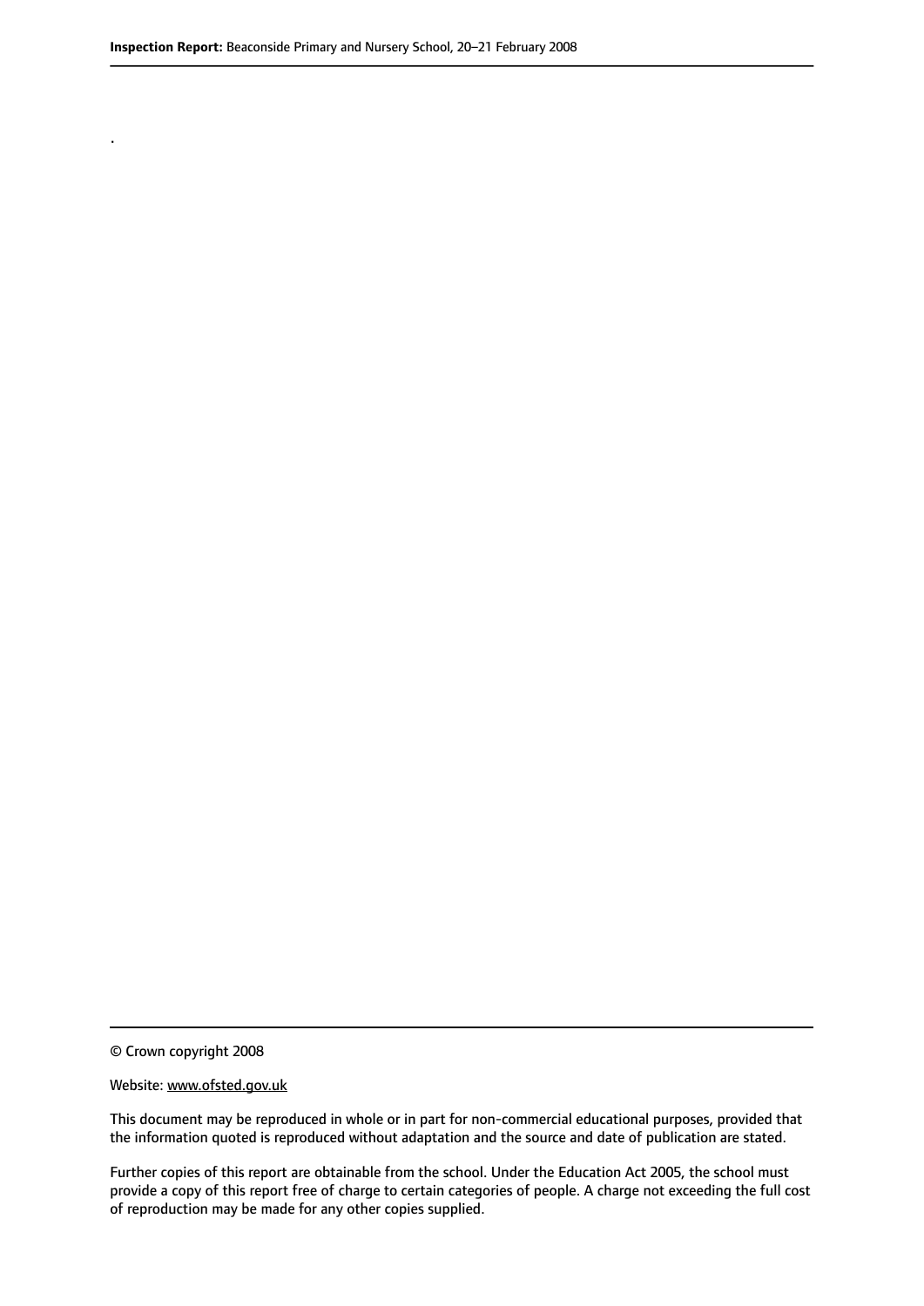.

© Crown copyright 2008

Website: www.ofsted.gov.uk

This document may be reproduced in whole or in part for non-commercial educational purposes, provided that the information quoted is reproduced without adaptation and the source and date of publication are stated.

Further copies of this report are obtainable from the school. Under the Education Act 2005, the school must provide a copy of this report free of charge to certain categories of people. A charge not exceeding the full cost of reproduction may be made for any other copies supplied.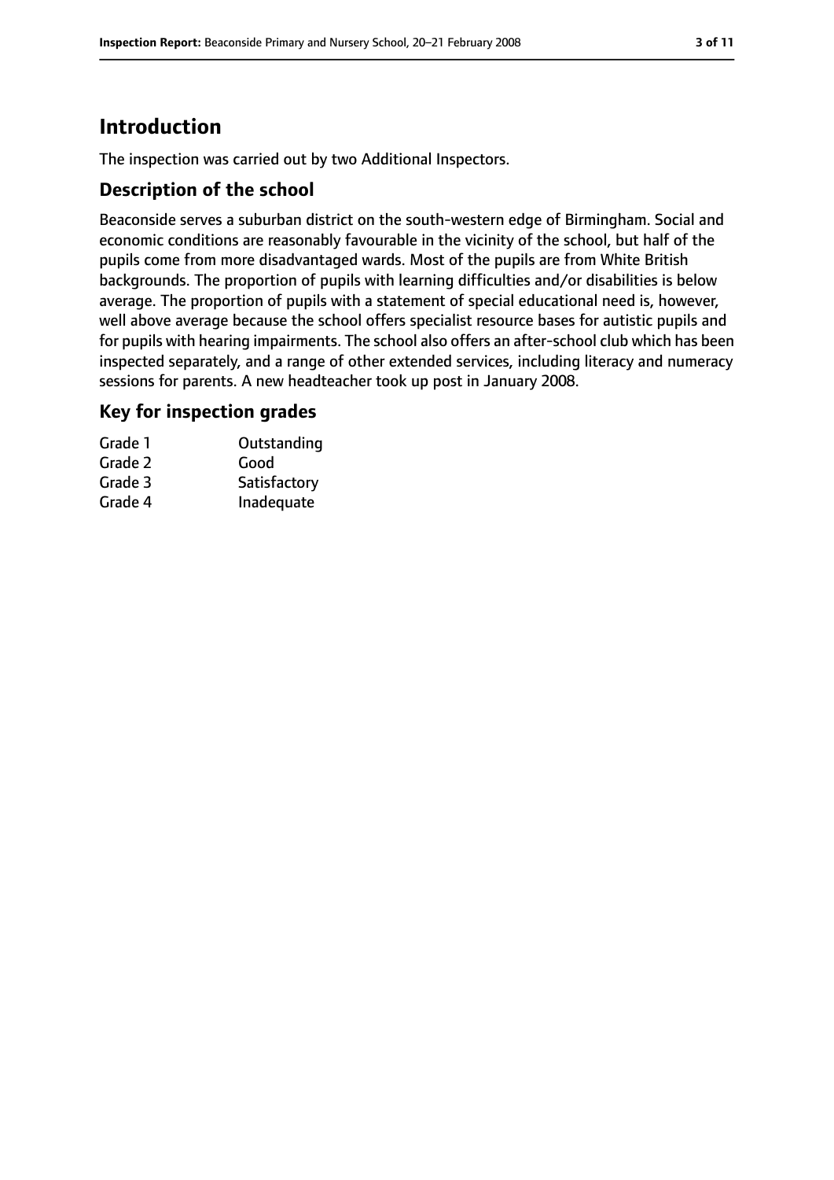# Introduction

The inspection was carried out by two Additional Inspectors.

## Description of the school

Beaconside serves a suburban district on the south-western edge of Birmingham. Social and economic conditions are reasonably favourable in the vicinity of the school, but half of the pupils come from more disadvantaged wards. Most of the pupils are from White British backgrounds. The proportion of pupils with learning difficulties and/or disabilities is below average. The proportion of pupils with a statement of special educational need is, however, well above average because the school offers specialist resource bases for autistic pupils and for pupils with hearing impairments. The school also offers an after-school club which has been inspected separately, and a range of other extended services, including literacy and numeracy sessions for parents. A new headteacher took up post in January 2008.

## Key for inspection grades

| | |
|---|---|
| Grade 1 | Outstanding |
| Grade 2 | Good |
| Grade 3 | Satisfactory |
| Grade 4 | Inadequate |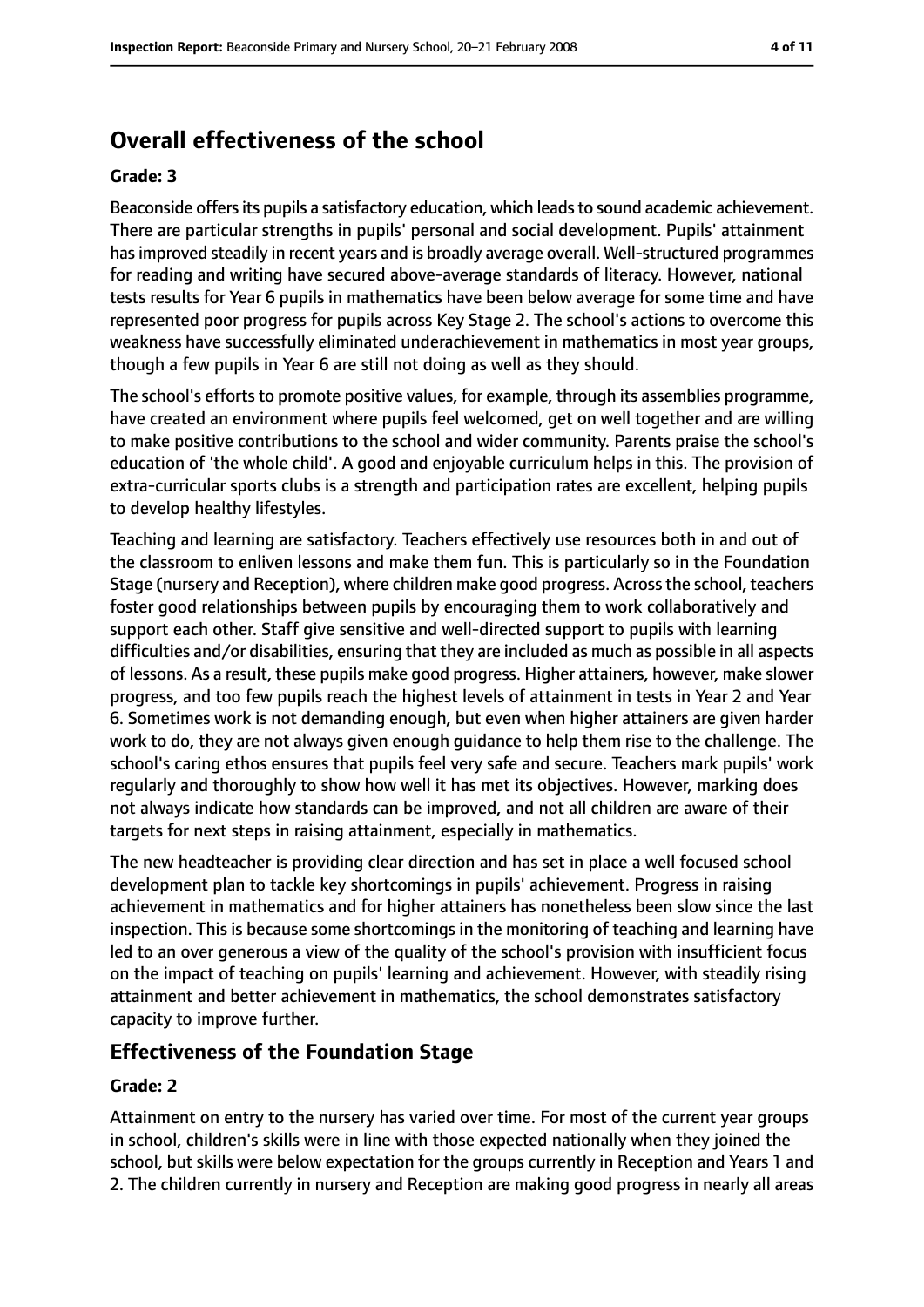## Overall effectiveness of the school

**Grade: 3**

Beaconside offers its pupils a satisfactory education, which leads to sound academic achievement. There are particular strengths in pupils' personal and social development. Pupils' attainment has improved steadily in recent years and is broadly average overall. Well-structured programmes for reading and writing have secured above-average standards of literacy. However, national tests results for Year 6 pupils in mathematics have been below average for some time and have represented poor progress for pupils across Key Stage 2. The school's actions to overcome this weakness have successfully eliminated underachievement in mathematics in most year groups, though a few pupils in Year 6 are still not doing as well as they should.

The school's efforts to promote positive values, for example, through its assemblies programme, have created an environment where pupils feel welcomed, get on well together and are willing to make positive contributions to the school and wider community. Parents praise the school's education of 'the whole child'. A good and enjoyable curriculum helps in this. The provision of extra-curricular sports clubs is a strength and participation rates are excellent, helping pupils to develop healthy lifestyles.

Teaching and learning are satisfactory. Teachers effectively use resources both in and out of the classroom to enliven lessons and make them fun. This is particularly so in the Foundation Stage (nursery and Reception), where children make good progress. Across the school, teachers foster good relationships between pupils by encouraging them to work collaboratively and support each other. Staff give sensitive and well-directed support to pupils with learning difficulties and/or disabilities, ensuring that they are included as much as possible in all aspects of lessons. As a result, these pupils make good progress. Higher attainers, however, make slower progress, and too few pupils reach the highest levels of attainment in tests in Year 2 and Year 6. Sometimes work is not demanding enough, but even when higher attainers are given harder work to do, they are not always given enough guidance to help them rise to the challenge. The school's caring ethos ensures that pupils feel very safe and secure. Teachers mark pupils' work regularly and thoroughly to show how well it has met its objectives. However, marking does not always indicate how standards can be improved, and not all children are aware of their targets for next steps in raising attainment, especially in mathematics.

The new headteacher is providing clear direction and has set in place a well focused school development plan to tackle key shortcomings in pupils' achievement. Progress in raising achievement in mathematics and for higher attainers has nonetheless been slow since the last inspection. This is because some shortcomings in the monitoring of teaching and learning have led to an over generous a view of the quality of the school's provision with insufficient focus on the impact of teaching on pupils' learning and achievement. However, with steadily rising attainment and better achievement in mathematics, the school demonstrates satisfactory capacity to improve further.

### Effectiveness of the Foundation Stage

**Grade: 2**

Attainment on entry to the nursery has varied over time. For most of the current year groups in school, children's skills were in line with those expected nationally when they joined the school, but skills were below expectation for the groups currently in Reception and Years 1 and 2. The children currently in nursery and Reception are making good progress in nearly all areas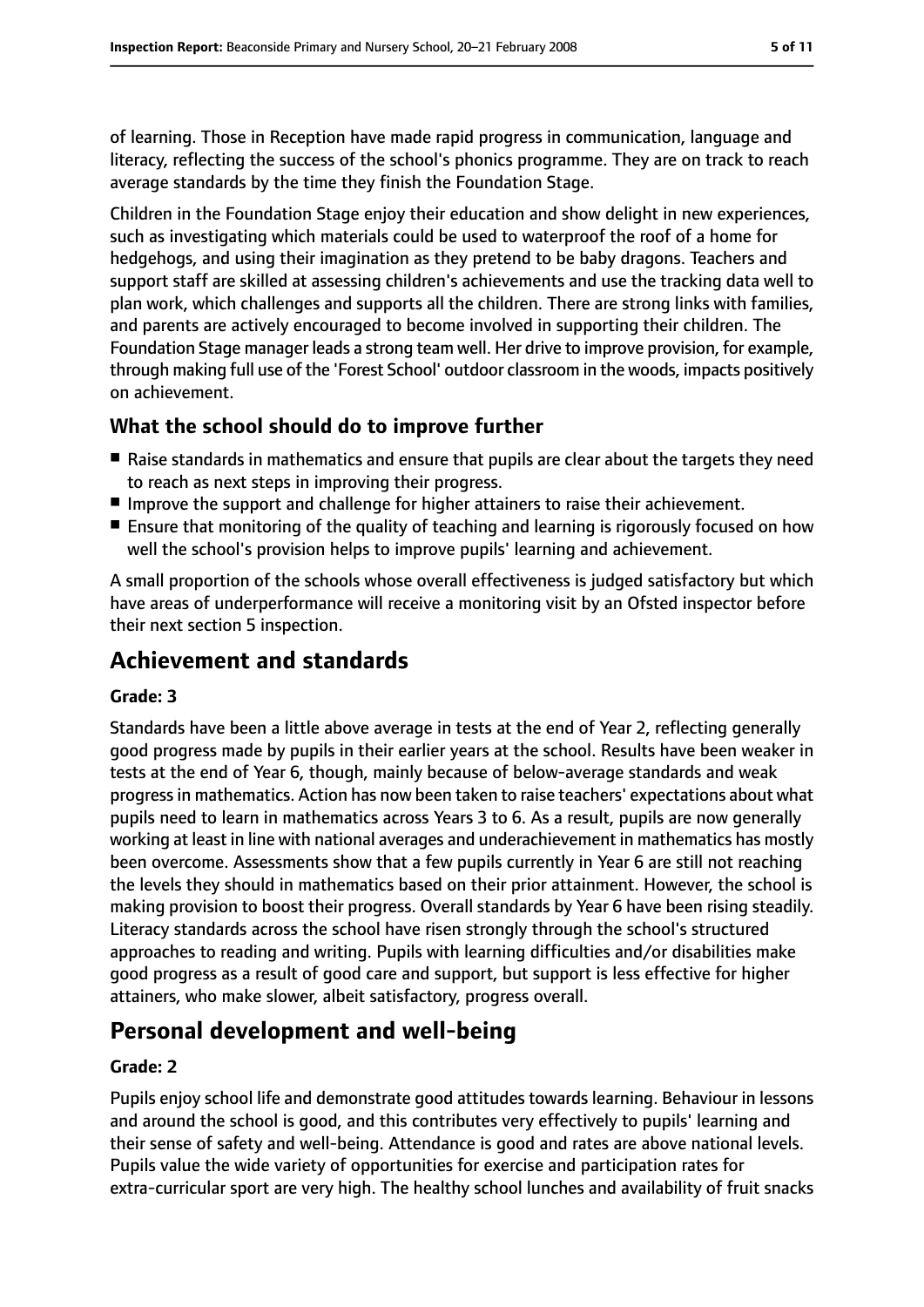of learning. Those in Reception have made rapid progress in communication, language and literacy, reflecting the success of the school's phonics programme. They are on track to reach average standards by the time they finish the Foundation Stage.

Children in the Foundation Stage enjoy their education and show delight in new experiences, such as investigating which materials could be used to waterproof the roof of a home for hedgehogs, and using their imagination as they pretend to be baby dragons. Teachers and support staff are skilled at assessing children's achievements and use the tracking data well to plan work, which challenges and supports all the children. There are strong links with families, and parents are actively encouraged to become involved in supporting their children. The Foundation Stage manager leads a strong team well. Her drive to improve provision, for example, through making full use of the 'Forest School' outdoor classroom in the woods, impacts positively on achievement.

### What the school should do to improve further

- Raise standards in mathematics and ensure that pupils are clear about the targets they need to reach as next steps in improving their progress.
- Improve the support and challenge for higher attainers to raise their achievement.
- Ensure that monitoring of the quality of teaching and learning is rigorously focused on how well the school's provision helps to improve pupils' learning and achievement.

A small proportion of the schools whose overall effectiveness is judged satisfactory but which have areas of underperformance will receive a monitoring visit by an Ofsted inspector before their next section 5 inspection.

## Achievement and standards

#### Grade: 3

Standards have been a little above average in tests at the end of Year 2, reflecting generally good progress made by pupils in their earlier years at the school. Results have been weaker in tests at the end of Year 6, though, mainly because of below-average standards and weak progress in mathematics. Action has now been taken to raise teachers' expectations about what pupils need to learn in mathematics across Years 3 to 6. As a result, pupils are now generally working at least in line with national averages and underachievement in mathematics has mostly been overcome. Assessments show that a few pupils currently in Year 6 are still not reaching the levels they should in mathematics based on their prior attainment. However, the school is making provision to boost their progress. Overall standards by Year 6 have been rising steadily. Literacy standards across the school have risen strongly through the school's structured approaches to reading and writing. Pupils with learning difficulties and/or disabilities make good progress as a result of good care and support, but support is less effective for higher attainers, who make slower, albeit satisfactory, progress overall.

## Personal development and well-being

#### Grade: 2

Pupils enjoy school life and demonstrate good attitudes towards learning. Behaviour in lessons and around the school is good, and this contributes very effectively to pupils' learning and their sense of safety and well-being. Attendance is good and rates are above national levels. Pupils value the wide variety of opportunities for exercise and participation rates for extra-curricular sport are very high. The healthy school lunches and availability of fruit snacks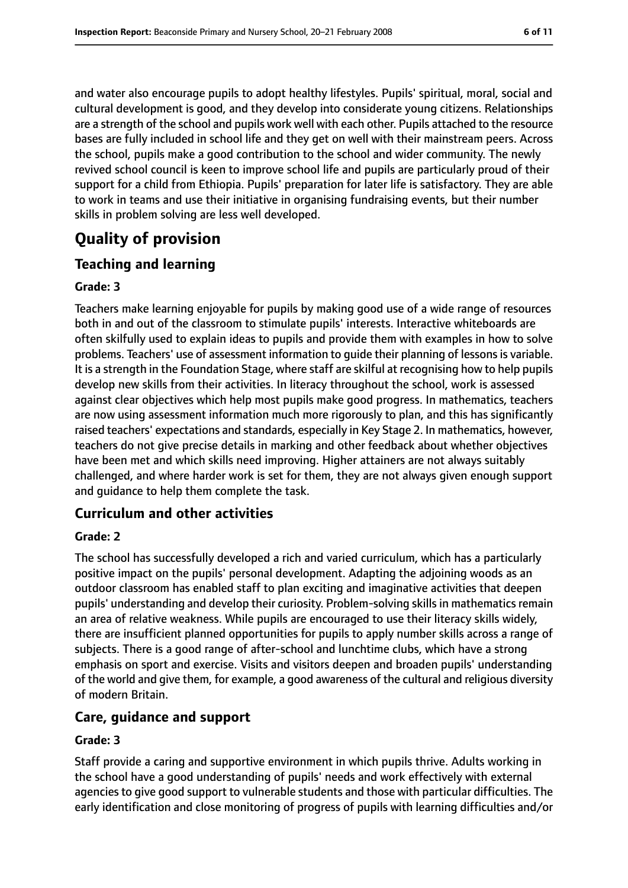and water also encourage pupils to adopt healthy lifestyles. Pupils' spiritual, moral, social and cultural development is good, and they develop into considerate young citizens. Relationships are a strength of the school and pupils work well with each other. Pupils attached to the resource bases are fully included in school life and they get on well with their mainstream peers. Across the school, pupils make a good contribution to the school and wider community. The newly revived school council is keen to improve school life and pupils are particularly proud of their support for a child from Ethiopia. Pupils' preparation for later life is satisfactory. They are able to work in teams and use their initiative in organising fundraising events, but their number skills in problem solving are less well developed.

# Quality of provision

## Teaching and learning

**Grade: 3**

Teachers make learning enjoyable for pupils by making good use of a wide range of resources both in and out of the classroom to stimulate pupils' interests. Interactive whiteboards are often skilfully used to explain ideas to pupils and provide them with examples in how to solve problems. Teachers' use of assessment information to guide their planning of lessons is variable. It is a strength in the Foundation Stage, where staff are skilful at recognising how to help pupils develop new skills from their activities. In literacy throughout the school, work is assessed against clear objectives which help most pupils make good progress. In mathematics, teachers are now using assessment information much more rigorously to plan, and this has significantly raised teachers' expectations and standards, especially in Key Stage 2. In mathematics, however, teachers do not give precise details in marking and other feedback about whether objectives have been met and which skills need improving. Higher attainers are not always suitably challenged, and where harder work is set for them, they are not always given enough support and guidance to help them complete the task.

## Curriculum and other activities

**Grade: 2**

The school has successfully developed a rich and varied curriculum, which has a particularly positive impact on the pupils' personal development. Adapting the adjoining woods as an outdoor classroom has enabled staff to plan exciting and imaginative activities that deepen pupils' understanding and develop their curiosity. Problem-solving skills in mathematics remain an area of relative weakness. While pupils are encouraged to use their literacy skills widely, there are insufficient planned opportunities for pupils to apply number skills across a range of subjects. There is a good range of after-school and lunchtime clubs, which have a strong emphasis on sport and exercise. Visits and visitors deepen and broaden pupils' understanding of the world and give them, for example, a good awareness of the cultural and religious diversity of modern Britain.

## Care, guidance and support

**Grade: 3**

Staff provide a caring and supportive environment in which pupils thrive. Adults working in the school have a good understanding of pupils' needs and work effectively with external agencies to give good support to vulnerable students and those with particular difficulties. The early identification and close monitoring of progress of pupils with learning difficulties and/or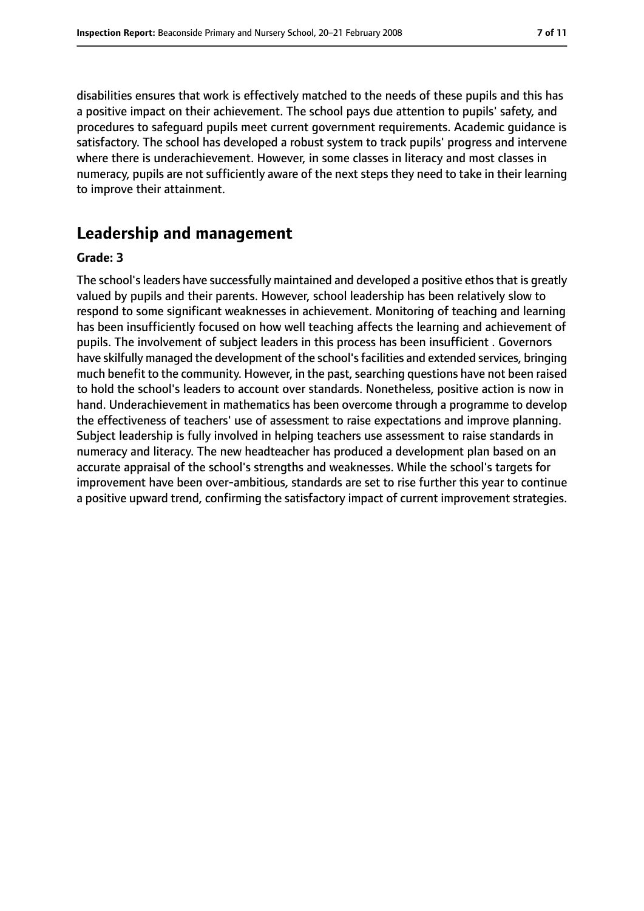disabilities ensures that work is effectively matched to the needs of these pupils and this has a positive impact on their achievement. The school pays due attention to pupils' safety, and procedures to safeguard pupils meet current government requirements. Academic guidance is satisfactory. The school has developed a robust system to track pupils' progress and intervene where there is underachievement. However, in some classes in literacy and most classes in numeracy, pupils are not sufficiently aware of the next steps they need to take in their learning to improve their attainment.

## Leadership and management

**Grade: 3**

The school's leaders have successfully maintained and developed a positive ethos that is greatly valued by pupils and their parents. However, school leadership has been relatively slow to respond to some significant weaknesses in achievement. Monitoring of teaching and learning has been insufficiently focused on how well teaching affects the learning and achievement of pupils. The involvement of subject leaders in this process has been insufficient . Governors have skilfully managed the development of the school's facilities and extended services, bringing much benefit to the community. However, in the past, searching questions have not been raised to hold the school's leaders to account over standards. Nonetheless, positive action is now in hand. Underachievement in mathematics has been overcome through a programme to develop the effectiveness of teachers' use of assessment to raise expectations and improve planning. Subject leadership is fully involved in helping teachers use assessment to raise standards in numeracy and literacy. The new headteacher has produced a development plan based on an accurate appraisal of the school's strengths and weaknesses. While the school's targets for improvement have been over-ambitious, standards are set to rise further this year to continue a positive upward trend, confirming the satisfactory impact of current improvement strategies.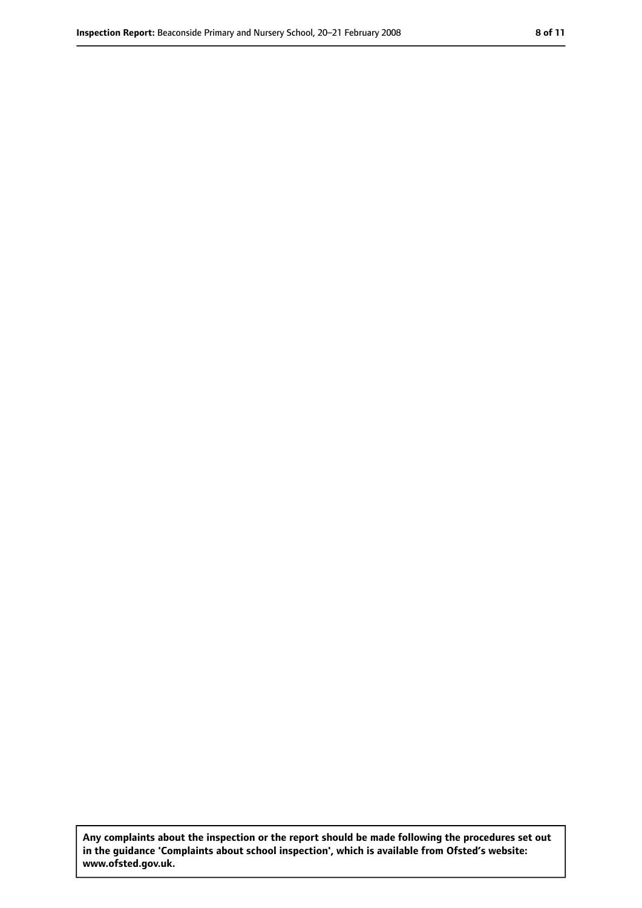**Any complaints about the inspection or the report should be made following the procedures set out in the guidance 'Complaints about school inspection', which is available from Ofsted's website: www.ofsted.gov.uk.**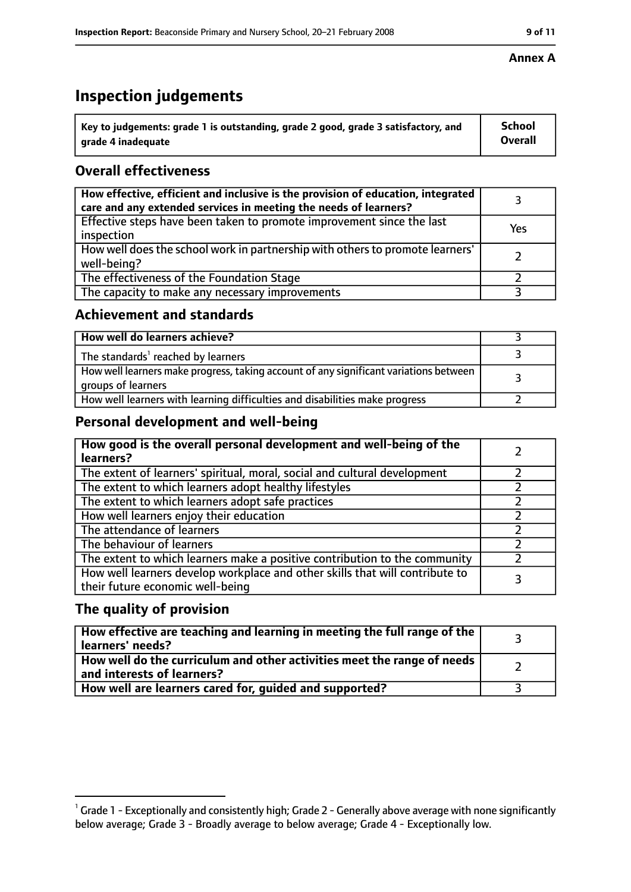**Annex A**

# Inspection judgements

| Key to judgements: grade 1 is outstanding, grade 2 good, grade 3 satisfactory, and grade 4 inadequate | School Overall |
|---|---|

## Overall effectiveness

| | |
|---|---|
| **How effective, efficient and inclusive is the provision of education, integrated care and any extended services in meeting the needs of learners?** | 3 |
| Effective steps have been taken to promote improvement since the last inspection | Yes |
| How well does the school work in partnership with others to promote learners' well-being? | 2 |
| The effectiveness of the Foundation Stage | 2 |
| The capacity to make any necessary improvements | 3 |

## Achievement and standards

| | |
|---|---|
| **How well do learners achieve?** | 3 |
| The standards[1] reached by learners | 3 |
| How well learners make progress, taking account of any significant variations between groups of learners | 3 |
| How well learners with learning difficulties and disabilities make progress | 2 |

## Personal development and well-being

| | |
|---|---|
| **How good is the overall personal development and well-being of the learners?** | 2 |
| The extent of learners' spiritual, moral, social and cultural development | 2 |
| The extent to which learners adopt healthy lifestyles | 2 |
| The extent to which learners adopt safe practices | 2 |
| How well learners enjoy their education | 2 |
| The attendance of learners | 2 |
| The behaviour of learners | 2 |
| The extent to which learners make a positive contribution to the community | 2 |
| How well learners develop workplace and other skills that will contribute to their future economic well-being | 3 |

## The quality of provision

| | |
|---|---|
| **How effective are teaching and learning in meeting the full range of the learners' needs?** | 3 |
| **How well do the curriculum and other activities meet the range of needs and interests of learners?** | 2 |
| **How well are learners cared for, guided and supported?** | 3 |

[1] Grade 1 - Exceptionally and consistently high; Grade 2 - Generally above average with none significantly below average; Grade 3 - Broadly average to below average; Grade 4 - Exceptionally low.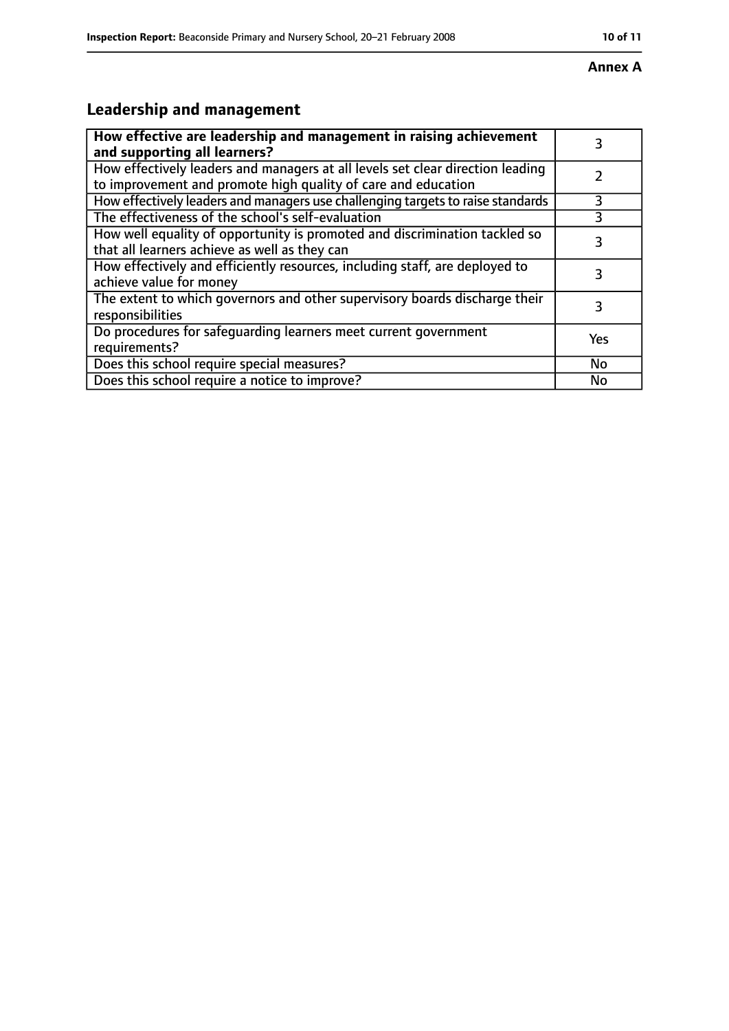**Annex A**

## Leadership and management

| **How effective are leadership and management in raising achievement and supporting all learners?** | 3 |
| --- | --- |
| How effectively leaders and managers at all levels set clear direction leading to improvement and promote high quality of care and education | 2 |
| How effectively leaders and managers use challenging targets to raise standards | 3 |
| The effectiveness of the school's self-evaluation | 3 |
| How well equality of opportunity is promoted and discrimination tackled so that all learners achieve as well as they can | 3 |
| How effectively and efficiently resources, including staff, are deployed to achieve value for money | 3 |
| The extent to which governors and other supervisory boards discharge their responsibilities | 3 |
| Do procedures for safeguarding learners meet current government requirements? | Yes |
| Does this school require special measures? | No |
| Does this school require a notice to improve? | No |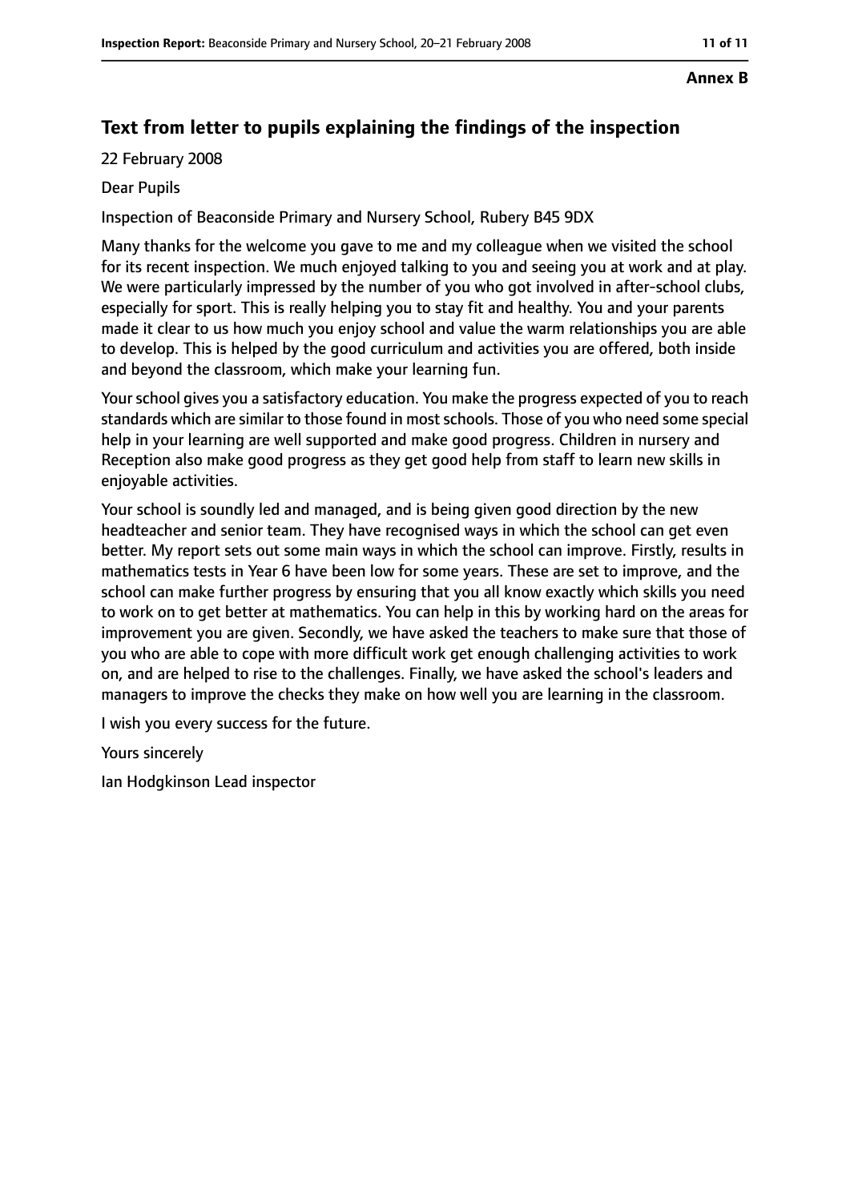**Annex B**

## Text from letter to pupils explaining the findings of the inspection

22 February 2008

Dear Pupils

Inspection of Beaconside Primary and Nursery School, Rubery B45 9DX

Many thanks for the welcome you gave to me and my colleague when we visited the school for its recent inspection. We much enjoyed talking to you and seeing you at work and at play. We were particularly impressed by the number of you who got involved in after-school clubs, especially for sport. This is really helping you to stay fit and healthy. You and your parents made it clear to us how much you enjoy school and value the warm relationships you are able to develop. This is helped by the good curriculum and activities you are offered, both inside and beyond the classroom, which make your learning fun.

Your school gives you a satisfactory education. You make the progress expected of you to reach standards which are similar to those found in most schools. Those of you who need some special help in your learning are well supported and make good progress. Children in nursery and Reception also make good progress as they get good help from staff to learn new skills in enjoyable activities.

Your school is soundly led and managed, and is being given good direction by the new headteacher and senior team. They have recognised ways in which the school can get even better. My report sets out some main ways in which the school can improve. Firstly, results in mathematics tests in Year 6 have been low for some years. These are set to improve, and the school can make further progress by ensuring that you all know exactly which skills you need to work on to get better at mathematics. You can help in this by working hard on the areas for improvement you are given. Secondly, we have asked the teachers to make sure that those of you who are able to cope with more difficult work get enough challenging activities to work on, and are helped to rise to the challenges. Finally, we have asked the school's leaders and managers to improve the checks they make on how well you are learning in the classroom.

I wish you every success for the future.

Yours sincerely

Ian Hodgkinson Lead inspector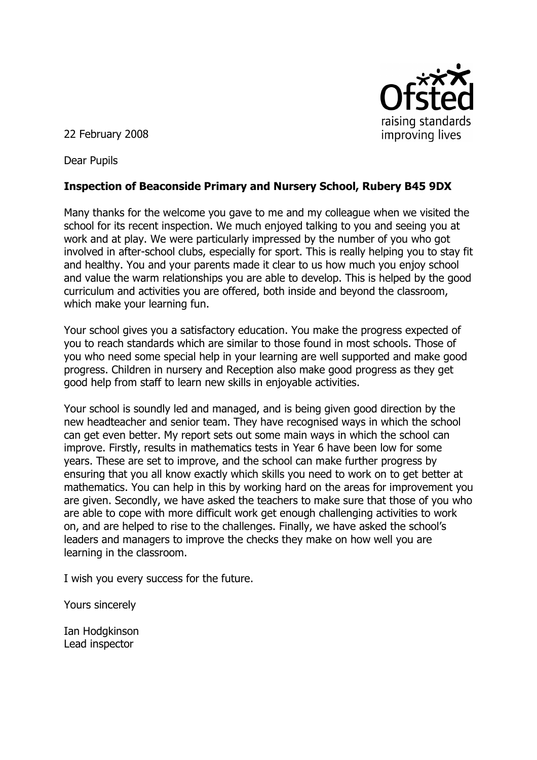22 February 2008

Dear Pupils

**Inspection of Beaconside Primary and Nursery School, Rubery B45 9DX**

Many thanks for the welcome you gave to me and my colleague when we visited the school for its recent inspection. We much enjoyed talking to you and seeing you at work and at play. We were particularly impressed by the number of you who got involved in after-school clubs, especially for sport. This is really helping you to stay fit and healthy. You and your parents made it clear to us how much you enjoy school and value the warm relationships you are able to develop. This is helped by the good curriculum and activities you are offered, both inside and beyond the classroom, which make your learning fun.

Your school gives you a satisfactory education. You make the progress expected of you to reach standards which are similar to those found in most schools. Those of you who need some special help in your learning are well supported and make good progress. Children in nursery and Reception also make good progress as they get good help from staff to learn new skills in enjoyable activities.

Your school is soundly led and managed, and is being given good direction by the new headteacher and senior team. They have recognised ways in which the school can get even better. My report sets out some main ways in which the school can improve. Firstly, results in mathematics tests in Year 6 have been low for some years. These are set to improve, and the school can make further progress by ensuring that you all know exactly which skills you need to work on to get better at mathematics. You can help in this by working hard on the areas for improvement you are given. Secondly, we have asked the teachers to make sure that those of you who are able to cope with more difficult work get enough challenging activities to work on, and are helped to rise to the challenges. Finally, we have asked the school's leaders and managers to improve the checks they make on how well you are learning in the classroom.

I wish you every success for the future.

Yours sincerely

Ian Hodgkinson
Lead inspector